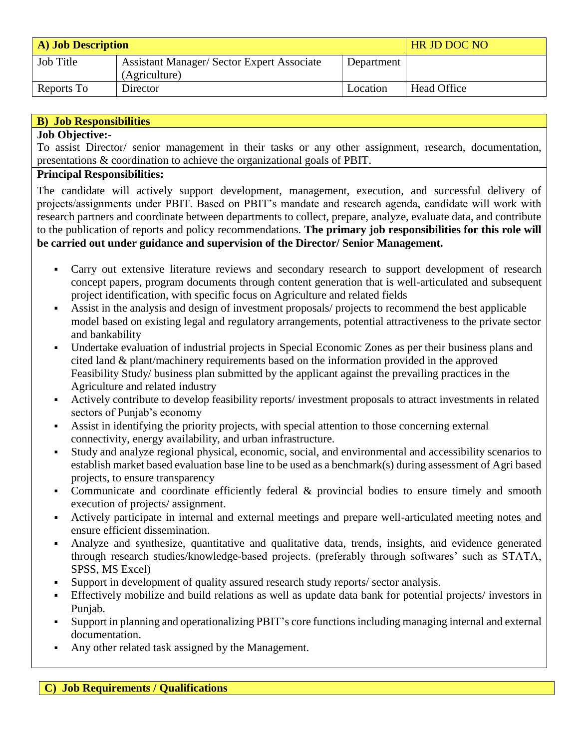| A) Job Description | | | HR JD DOC NO |
|---|---|---|---|
| Job Title | Assistant Manager/ Sector Expert Associate (Agriculture) | Department | |
| Reports To | Director | Location | Head Office |

## B) Job Responsibilities

**Job Objective:-**

To assist Director/ senior management in their tasks or any other assignment, research, documentation, presentations & coordination to achieve the organizational goals of PBIT.

**Principal Responsibilities:**

The candidate will actively support development, management, execution, and successful delivery of projects/assignments under PBIT. Based on PBIT's mandate and research agenda, candidate will work with research partners and coordinate between departments to collect, prepare, analyze, evaluate data, and contribute to the publication of reports and policy recommendations. **The primary job responsibilities for this role will be carried out under guidance and supervision of the Director/ Senior Management.**

- Carry out extensive literature reviews and secondary research to support development of research concept papers, program documents through content generation that is well-articulated and subsequent project identification, with specific focus on Agriculture and related fields
- Assist in the analysis and design of investment proposals/ projects to recommend the best applicable model based on existing legal and regulatory arrangements, potential attractiveness to the private sector and bankability
- Undertake evaluation of industrial projects in Special Economic Zones as per their business plans and cited land & plant/machinery requirements based on the information provided in the approved Feasibility Study/ business plan submitted by the applicant against the prevailing practices in the Agriculture and related industry
- Actively contribute to develop feasibility reports/ investment proposals to attract investments in related sectors of Punjab's economy
- Assist in identifying the priority projects, with special attention to those concerning external connectivity, energy availability, and urban infrastructure.
- Study and analyze regional physical, economic, social, and environmental and accessibility scenarios to establish market based evaluation base line to be used as a benchmark(s) during assessment of Agri based projects, to ensure transparency
- Communicate and coordinate efficiently federal & provincial bodies to ensure timely and smooth execution of projects/ assignment.
- Actively participate in internal and external meetings and prepare well-articulated meeting notes and ensure efficient dissemination.
- Analyze and synthesize, quantitative and qualitative data, trends, insights, and evidence generated through research studies/knowledge-based projects. (preferably through softwares' such as STATA, SPSS, MS Excel)
- Support in development of quality assured research study reports/ sector analysis.
- Effectively mobilize and build relations as well as update data bank for potential projects/ investors in Punjab.
- Support in planning and operationalizing PBIT's core functions including managing internal and external documentation.
- Any other related task assigned by the Management.

## C) Job Requirements / Qualifications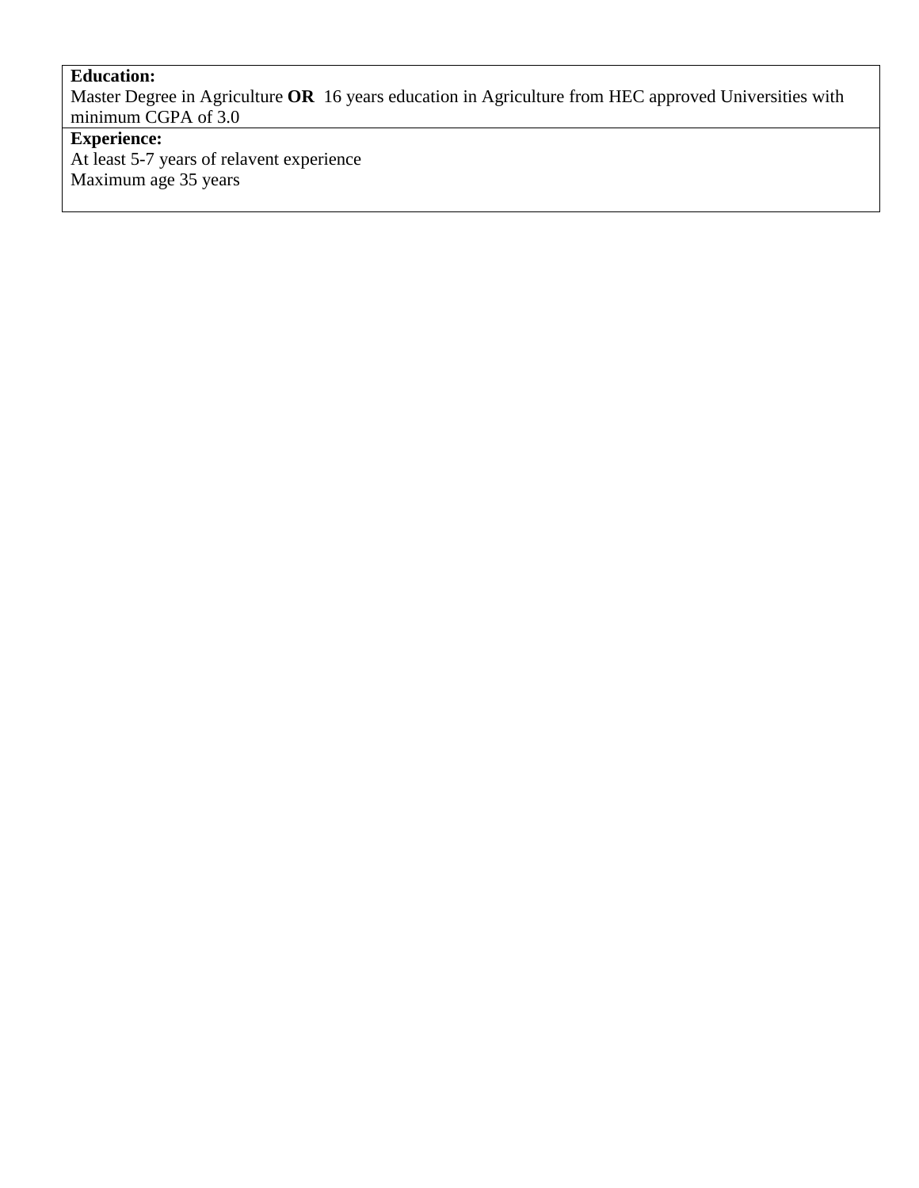| |
|---|
| **Education:**<br>Master Degree in Agriculture **OR** 16 years education in Agriculture from HEC approved Universities with minimum CGPA of 3.0 |
| **Experience:**<br>At least 5-7 years of relavent experience<br>Maximum age 35 years |